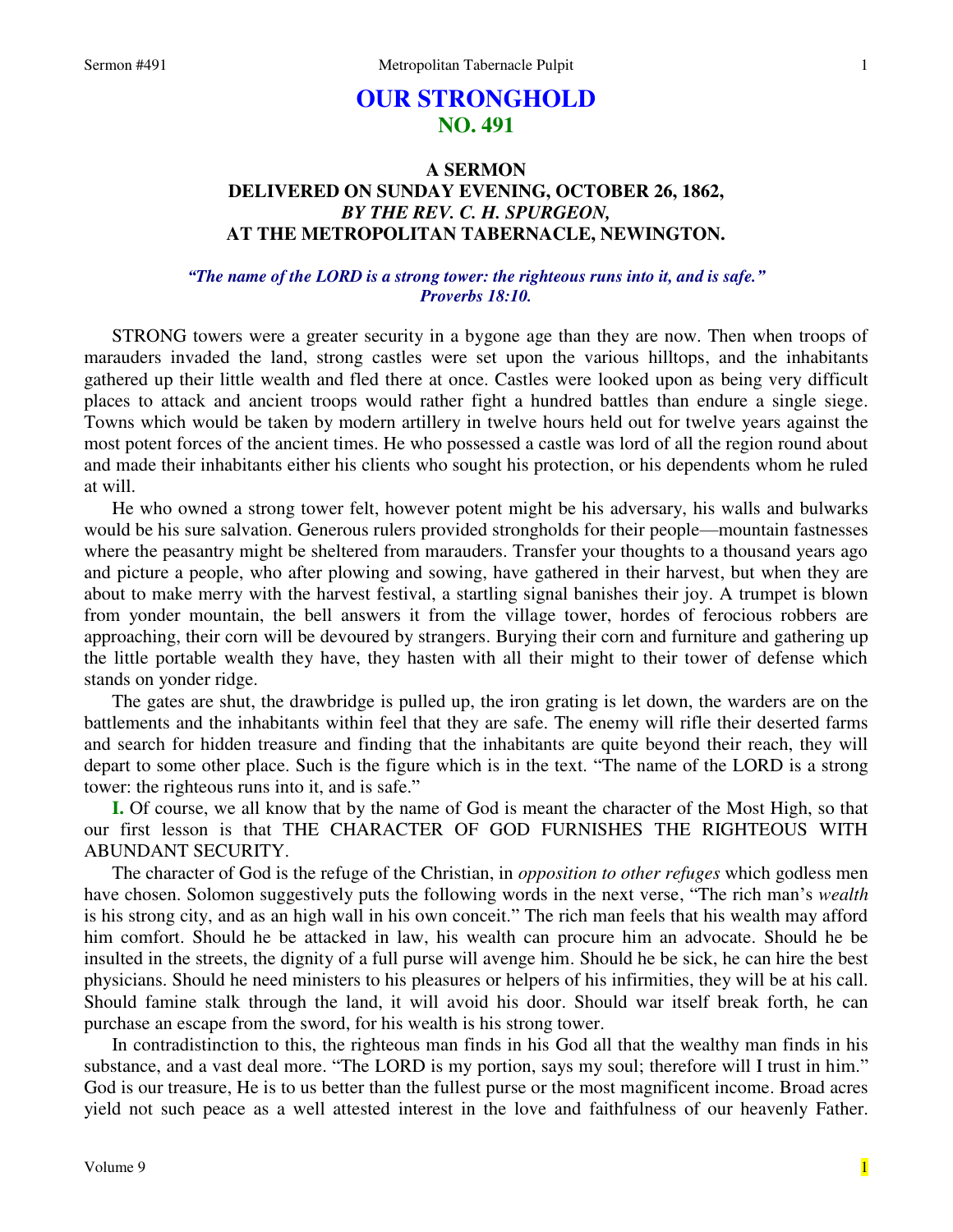# OUR STRONGHOLD
## NO. 491

### A SERMON
### DELIVERED ON SUNDAY EVENING, OCTOBER 26, 1862,
### *BY THE REV. C. H. SPURGEON,*
### AT THE METROPOLITAN TABERNACLE, NEWINGTON.

***"The name of the LORD is a strong tower: the righteous runs into it, and is safe." Proverbs 18:10.***

STRONG towers were a greater security in a bygone age than they are now. Then when troops of marauders invaded the land, strong castles were set upon the various hilltops, and the inhabitants gathered up their little wealth and fled there at once. Castles were looked upon as being very difficult places to attack and ancient troops would rather fight a hundred battles than endure a single siege. Towns which would be taken by modern artillery in twelve hours held out for twelve years against the most potent forces of the ancient times. He who possessed a castle was lord of all the region round about and made their inhabitants either his clients who sought his protection, or his dependents whom he ruled at will.

He who owned a strong tower felt, however potent might be his adversary, his walls and bulwarks would be his sure salvation. Generous rulers provided strongholds for their people—mountain fastnesses where the peasantry might be sheltered from marauders. Transfer your thoughts to a thousand years ago and picture a people, who after plowing and sowing, have gathered in their harvest, but when they are about to make merry with the harvest festival, a startling signal banishes their joy. A trumpet is blown from yonder mountain, the bell answers it from the village tower, hordes of ferocious robbers are approaching, their corn will be devoured by strangers. Burying their corn and furniture and gathering up the little portable wealth they have, they hasten with all their might to their tower of defense which stands on yonder ridge.

The gates are shut, the drawbridge is pulled up, the iron grating is let down, the warders are on the battlements and the inhabitants within feel that they are safe. The enemy will rifle their deserted farms and search for hidden treasure and finding that the inhabitants are quite beyond their reach, they will depart to some other place. Such is the figure which is in the text. "The name of the LORD is a strong tower: the righteous runs into it, and is safe."

**I.** Of course, we all know that by the name of God is meant the character of the Most High, so that our first lesson is that THE CHARACTER OF GOD FURNISHES THE RIGHTEOUS WITH ABUNDANT SECURITY.

The character of God is the refuge of the Christian, in *opposition to other refuges* which godless men have chosen. Solomon suggestively puts the following words in the next verse, "The rich man's *wealth* is his strong city, and as an high wall in his own conceit." The rich man feels that his wealth may afford him comfort. Should he be attacked in law, his wealth can procure him an advocate. Should he be insulted in the streets, the dignity of a full purse will avenge him. Should he be sick, he can hire the best physicians. Should he need ministers to his pleasures or helpers of his infirmities, they will be at his call. Should famine stalk through the land, it will avoid his door. Should war itself break forth, he can purchase an escape from the sword, for his wealth is his strong tower.

In contradistinction to this, the righteous man finds in his God all that the wealthy man finds in his substance, and a vast deal more. "The LORD is my portion, says my soul; therefore will I trust in him." God is our treasure, He is to us better than the fullest purse or the most magnificent income. Broad acres yield not such peace as a well attested interest in the love and faithfulness of our heavenly Father.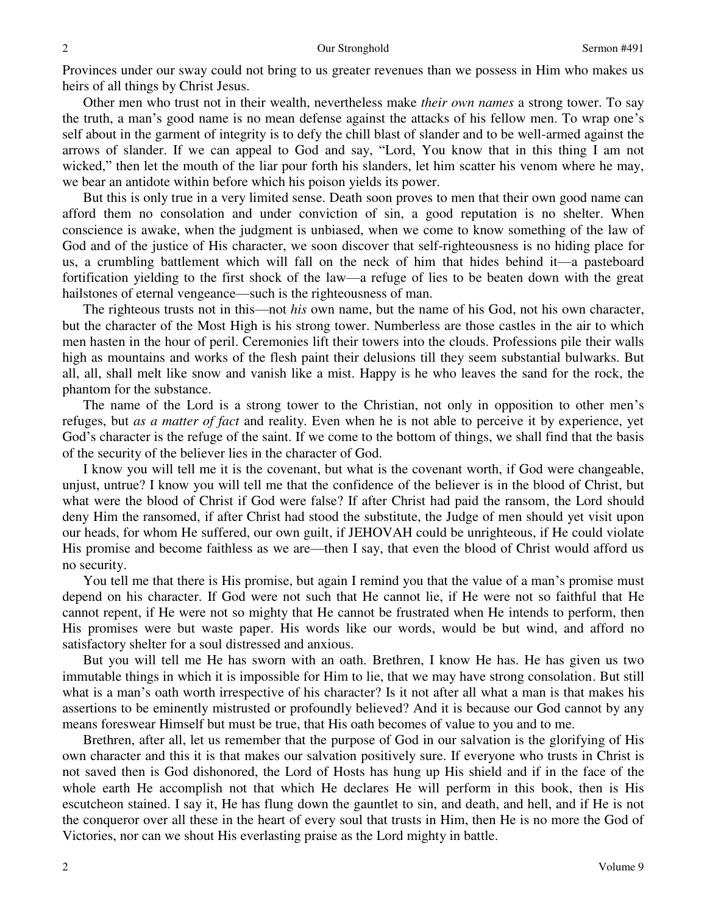Provinces under our sway could not bring to us greater revenues than we possess in Him who makes us heirs of all things by Christ Jesus.

Other men who trust not in their wealth, nevertheless make *their own names* a strong tower. To say the truth, a man's good name is no mean defense against the attacks of his fellow men. To wrap one's self about in the garment of integrity is to defy the chill blast of slander and to be well-armed against the arrows of slander. If we can appeal to God and say, "Lord, You know that in this thing I am not wicked," then let the mouth of the liar pour forth his slanders, let him scatter his venom where he may, we bear an antidote within before which his poison yields its power.

But this is only true in a very limited sense. Death soon proves to men that their own good name can afford them no consolation and under conviction of sin, a good reputation is no shelter. When conscience is awake, when the judgment is unbiased, when we come to know something of the law of God and of the justice of His character, we soon discover that self-righteousness is no hiding place for us, a crumbling battlement which will fall on the neck of him that hides behind it—a pasteboard fortification yielding to the first shock of the law—a refuge of lies to be beaten down with the great hailstones of eternal vengeance—such is the righteousness of man.

The righteous trusts not in this—not *his* own name, but the name of his God, not his own character, but the character of the Most High is his strong tower. Numberless are those castles in the air to which men hasten in the hour of peril. Ceremonies lift their towers into the clouds. Professions pile their walls high as mountains and works of the flesh paint their delusions till they seem substantial bulwarks. But all, all, shall melt like snow and vanish like a mist. Happy is he who leaves the sand for the rock, the phantom for the substance.

The name of the Lord is a strong tower to the Christian, not only in opposition to other men's refuges, but *as a matter of fact* and reality. Even when he is not able to perceive it by experience, yet God's character is the refuge of the saint. If we come to the bottom of things, we shall find that the basis of the security of the believer lies in the character of God.

I know you will tell me it is the covenant, but what is the covenant worth, if God were changeable, unjust, untrue? I know you will tell me that the confidence of the believer is in the blood of Christ, but what were the blood of Christ if God were false? If after Christ had paid the ransom, the Lord should deny Him the ransomed, if after Christ had stood the substitute, the Judge of men should yet visit upon our heads, for whom He suffered, our own guilt, if JEHOVAH could be unrighteous, if He could violate His promise and become faithless as we are—then I say, that even the blood of Christ would afford us no security.

You tell me that there is His promise, but again I remind you that the value of a man's promise must depend on his character. If God were not such that He cannot lie, if He were not so faithful that He cannot repent, if He were not so mighty that He cannot be frustrated when He intends to perform, then His promises were but waste paper. His words like our words, would be but wind, and afford no satisfactory shelter for a soul distressed and anxious.

But you will tell me He has sworn with an oath. Brethren, I know He has. He has given us two immutable things in which it is impossible for Him to lie, that we may have strong consolation. But still what is a man's oath worth irrespective of his character? Is it not after all what a man is that makes his assertions to be eminently mistrusted or profoundly believed? And it is because our God cannot by any means foreswear Himself but must be true, that His oath becomes of value to you and to me.

Brethren, after all, let us remember that the purpose of God in our salvation is the glorifying of His own character and this it is that makes our salvation positively sure. If everyone who trusts in Christ is not saved then is God dishonored, the Lord of Hosts has hung up His shield and if in the face of the whole earth He accomplish not that which He declares He will perform in this book, then is His escutcheon stained. I say it, He has flung down the gauntlet to sin, and death, and hell, and if He is not the conqueror over all these in the heart of every soul that trusts in Him, then He is no more the God of Victories, nor can we shout His everlasting praise as the Lord mighty in battle.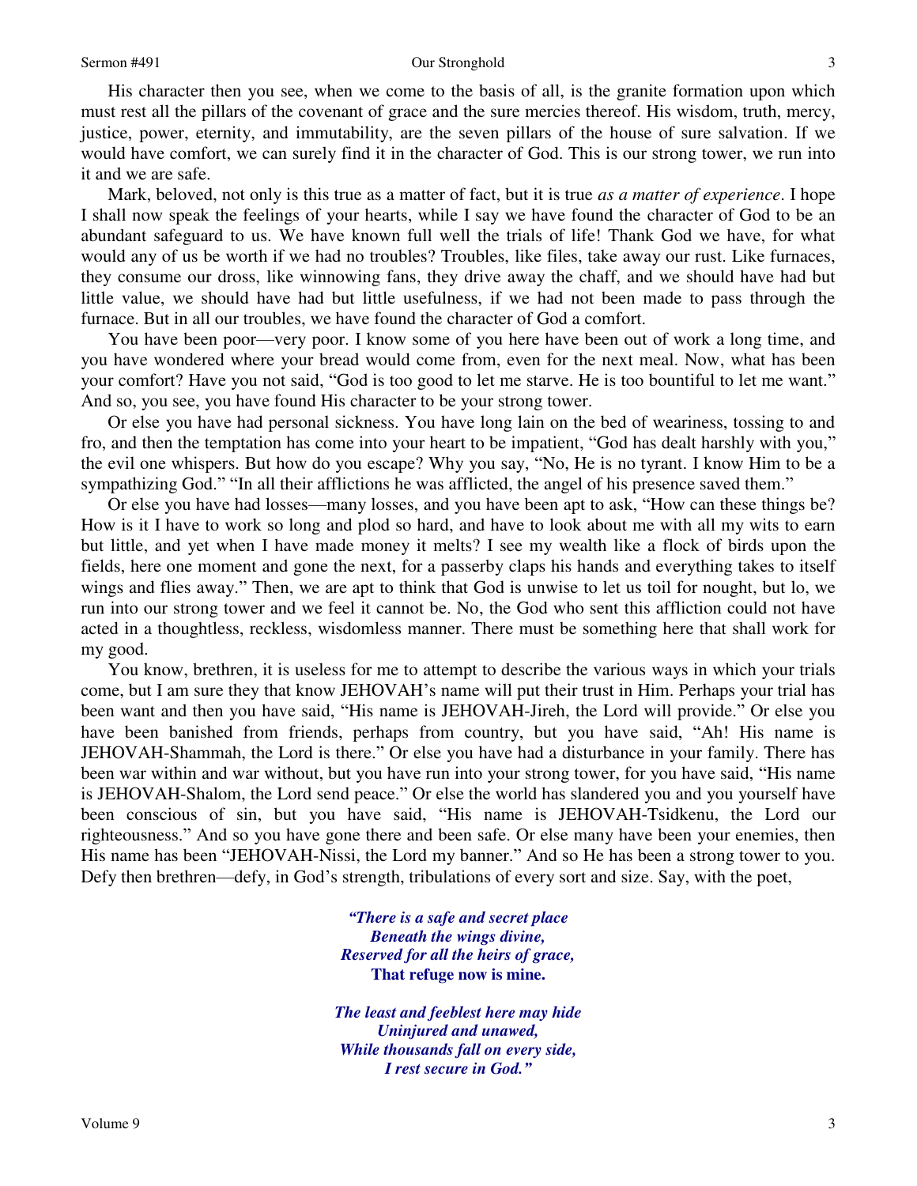His character then you see, when we come to the basis of all, is the granite formation upon which must rest all the pillars of the covenant of grace and the sure mercies thereof. His wisdom, truth, mercy, justice, power, eternity, and immutability, are the seven pillars of the house of sure salvation. If we would have comfort, we can surely find it in the character of God. This is our strong tower, we run into it and we are safe.

Mark, beloved, not only is this true as a matter of fact, but it is true *as a matter of experience*. I hope I shall now speak the feelings of your hearts, while I say we have found the character of God to be an abundant safeguard to us. We have known full well the trials of life! Thank God we have, for what would any of us be worth if we had no troubles? Troubles, like files, take away our rust. Like furnaces, they consume our dross, like winnowing fans, they drive away the chaff, and we should have had but little value, we should have had but little usefulness, if we had not been made to pass through the furnace. But in all our troubles, we have found the character of God a comfort.

You have been poor—very poor. I know some of you here have been out of work a long time, and you have wondered where your bread would come from, even for the next meal. Now, what has been your comfort? Have you not said, "God is too good to let me starve. He is too bountiful to let me want." And so, you see, you have found His character to be your strong tower.

Or else you have had personal sickness. You have long lain on the bed of weariness, tossing to and fro, and then the temptation has come into your heart to be impatient, "God has dealt harshly with you," the evil one whispers. But how do you escape? Why you say, "No, He is no tyrant. I know Him to be a sympathizing God." "In all their afflictions he was afflicted, the angel of his presence saved them."

Or else you have had losses—many losses, and you have been apt to ask, "How can these things be? How is it I have to work so long and plod so hard, and have to look about me with all my wits to earn but little, and yet when I have made money it melts? I see my wealth like a flock of birds upon the fields, here one moment and gone the next, for a passerby claps his hands and everything takes to itself wings and flies away." Then, we are apt to think that God is unwise to let us toil for nought, but lo, we run into our strong tower and we feel it cannot be. No, the God who sent this affliction could not have acted in a thoughtless, reckless, wisdomless manner. There must be something here that shall work for my good.

You know, brethren, it is useless for me to attempt to describe the various ways in which your trials come, but I am sure they that know JEHOVAH's name will put their trust in Him. Perhaps your trial has been want and then you have said, "His name is JEHOVAH-Jireh, the Lord will provide." Or else you have been banished from friends, perhaps from country, but you have said, "Ah! His name is JEHOVAH-Shammah, the Lord is there." Or else you have had a disturbance in your family. There has been war within and war without, but you have run into your strong tower, for you have said, "His name is JEHOVAH-Shalom, the Lord send peace." Or else the world has slandered you and you yourself have been conscious of sin, but you have said, "His name is JEHOVAH-Tsidkenu, the Lord our righteousness." And so you have gone there and been safe. Or else many have been your enemies, then His name has been "JEHOVAH-Nissi, the Lord my banner." And so He has been a strong tower to you. Defy then brethren—defy, in God's strength, tribulations of every sort and size. Say, with the poet,

> ***"There is a safe and secret place***
> ***Beneath the wings divine,***
> ***Reserved for all the heirs of grace,***
> **That refuge now is mine.**
>
> ***The least and feeblest here may hide***
> ***Uninjured and unawed,***
> ***While thousands fall on every side,***
> ***I rest secure in God."***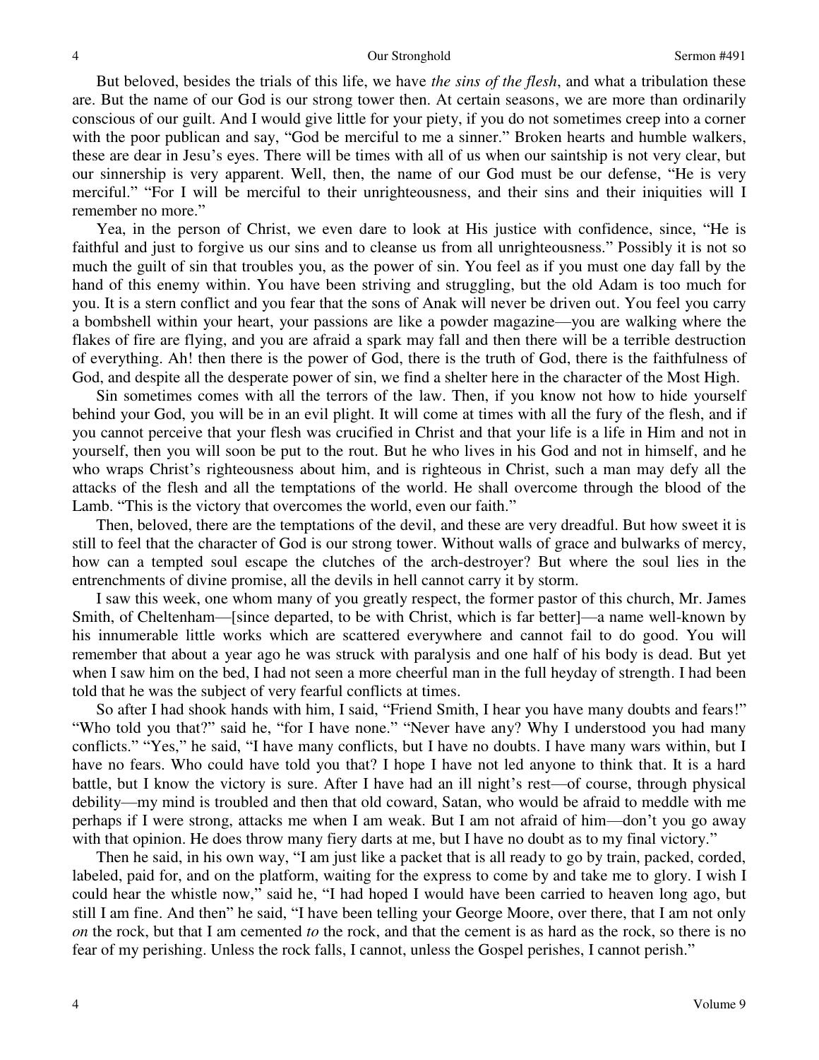But beloved, besides the trials of this life, we have *the sins of the flesh*, and what a tribulation these are. But the name of our God is our strong tower then. At certain seasons, we are more than ordinarily conscious of our guilt. And I would give little for your piety, if you do not sometimes creep into a corner with the poor publican and say, "God be merciful to me a sinner." Broken hearts and humble walkers, these are dear in Jesu's eyes. There will be times with all of us when our saintship is not very clear, but our sinnership is very apparent. Well, then, the name of our God must be our defense, "He is very merciful." "For I will be merciful to their unrighteousness, and their sins and their iniquities will I remember no more."

Yea, in the person of Christ, we even dare to look at His justice with confidence, since, "He is faithful and just to forgive us our sins and to cleanse us from all unrighteousness." Possibly it is not so much the guilt of sin that troubles you, as the power of sin. You feel as if you must one day fall by the hand of this enemy within. You have been striving and struggling, but the old Adam is too much for you. It is a stern conflict and you fear that the sons of Anak will never be driven out. You feel you carry a bombshell within your heart, your passions are like a powder magazine—you are walking where the flakes of fire are flying, and you are afraid a spark may fall and then there will be a terrible destruction of everything. Ah! then there is the power of God, there is the truth of God, there is the faithfulness of God, and despite all the desperate power of sin, we find a shelter here in the character of the Most High.

Sin sometimes comes with all the terrors of the law. Then, if you know not how to hide yourself behind your God, you will be in an evil plight. It will come at times with all the fury of the flesh, and if you cannot perceive that your flesh was crucified in Christ and that your life is a life in Him and not in yourself, then you will soon be put to the rout. But he who lives in his God and not in himself, and he who wraps Christ's righteousness about him, and is righteous in Christ, such a man may defy all the attacks of the flesh and all the temptations of the world. He shall overcome through the blood of the Lamb. "This is the victory that overcomes the world, even our faith."

Then, beloved, there are the temptations of the devil, and these are very dreadful. But how sweet it is still to feel that the character of God is our strong tower. Without walls of grace and bulwarks of mercy, how can a tempted soul escape the clutches of the arch-destroyer? But where the soul lies in the entrenchments of divine promise, all the devils in hell cannot carry it by storm.

I saw this week, one whom many of you greatly respect, the former pastor of this church, Mr. James Smith, of Cheltenham—[since departed, to be with Christ, which is far better]—a name well-known by his innumerable little works which are scattered everywhere and cannot fail to do good. You will remember that about a year ago he was struck with paralysis and one half of his body is dead. But yet when I saw him on the bed, I had not seen a more cheerful man in the full heyday of strength. I had been told that he was the subject of very fearful conflicts at times.

So after I had shook hands with him, I said, "Friend Smith, I hear you have many doubts and fears!" "Who told you that?" said he, "for I have none." "Never have any? Why I understood you had many conflicts." "Yes," he said, "I have many conflicts, but I have no doubts. I have many wars within, but I have no fears. Who could have told you that? I hope I have not led anyone to think that. It is a hard battle, but I know the victory is sure. After I have had an ill night's rest—of course, through physical debility—my mind is troubled and then that old coward, Satan, who would be afraid to meddle with me perhaps if I were strong, attacks me when I am weak. But I am not afraid of him—don't you go away with that opinion. He does throw many fiery darts at me, but I have no doubt as to my final victory."

Then he said, in his own way, "I am just like a packet that is all ready to go by train, packed, corded, labeled, paid for, and on the platform, waiting for the express to come by and take me to glory. I wish I could hear the whistle now," said he, "I had hoped I would have been carried to heaven long ago, but still I am fine. And then" he said, "I have been telling your George Moore, over there, that I am not only *on* the rock, but that I am cemented *to* the rock, and that the cement is as hard as the rock, so there is no fear of my perishing. Unless the rock falls, I cannot, unless the Gospel perishes, I cannot perish."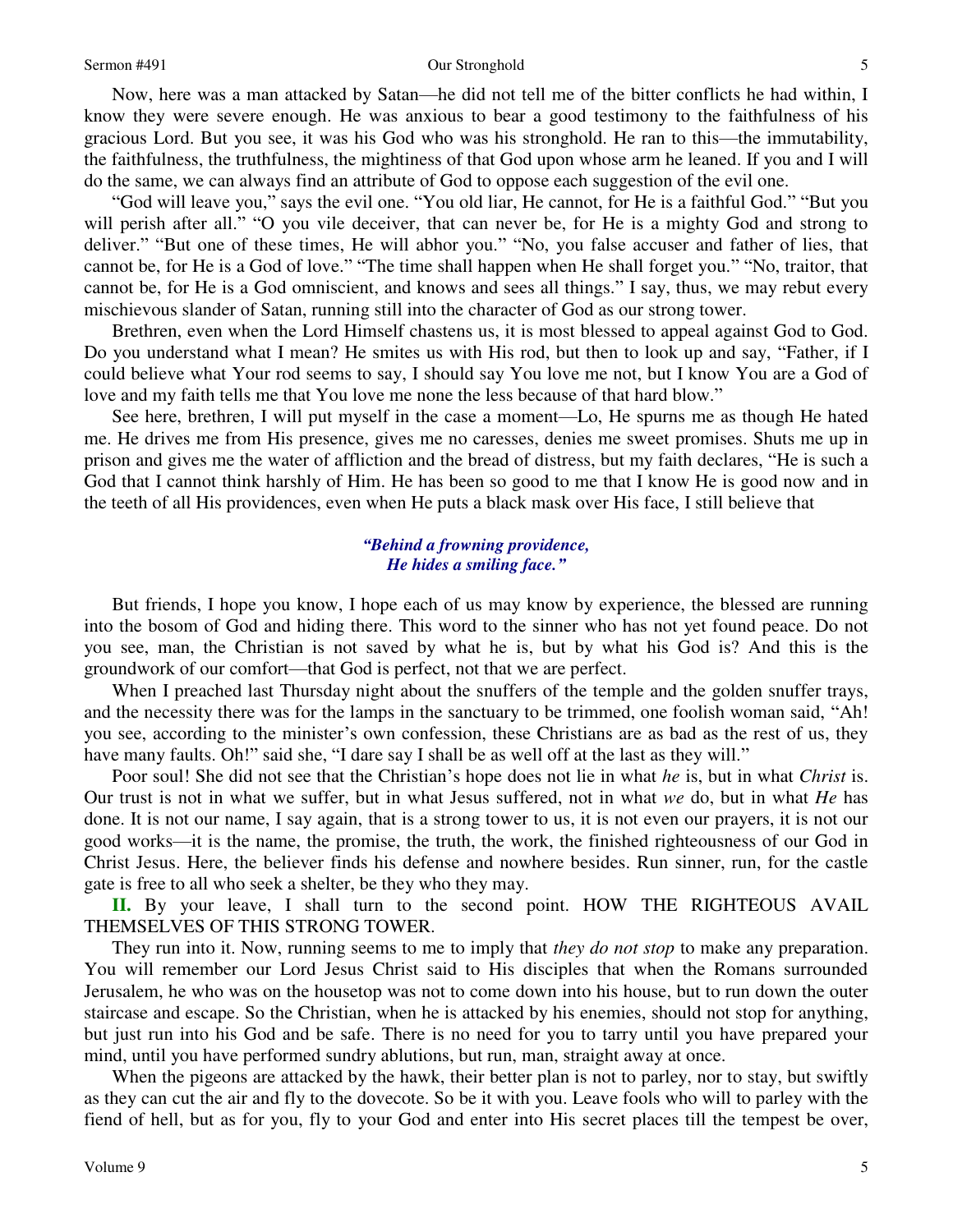Now, here was a man attacked by Satan—he did not tell me of the bitter conflicts he had within, I know they were severe enough. He was anxious to bear a good testimony to the faithfulness of his gracious Lord. But you see, it was his God who was his stronghold. He ran to this—the immutability, the faithfulness, the truthfulness, the mightiness of that God upon whose arm he leaned. If you and I will do the same, we can always find an attribute of God to oppose each suggestion of the evil one.

"God will leave you," says the evil one. "You old liar, He cannot, for He is a faithful God." "But you will perish after all." "O you vile deceiver, that can never be, for He is a mighty God and strong to deliver." "But one of these times, He will abhor you." "No, you false accuser and father of lies, that cannot be, for He is a God of love." "The time shall happen when He shall forget you." "No, traitor, that cannot be, for He is a God omniscient, and knows and sees all things." I say, thus, we may rebut every mischievous slander of Satan, running still into the character of God as our strong tower.

Brethren, even when the Lord Himself chastens us, it is most blessed to appeal against God to God. Do you understand what I mean? He smites us with His rod, but then to look up and say, "Father, if I could believe what Your rod seems to say, I should say You love me not, but I know You are a God of love and my faith tells me that You love me none the less because of that hard blow."

See here, brethren, I will put myself in the case a moment—Lo, He spurns me as though He hated me. He drives me from His presence, gives me no caresses, denies me sweet promises. Shuts me up in prison and gives me the water of affliction and the bread of distress, but my faith declares, "He is such a God that I cannot think harshly of Him. He has been so good to me that I know He is good now and in the teeth of all His providences, even when He puts a black mask over His face, I still believe that

> ***"Behind a frowning providence,***
> ***He hides a smiling face."***

But friends, I hope you know, I hope each of us may know by experience, the blessed are running into the bosom of God and hiding there. This word to the sinner who has not yet found peace. Do not you see, man, the Christian is not saved by what he is, but by what his God is? And this is the groundwork of our comfort—that God is perfect, not that we are perfect.

When I preached last Thursday night about the snuffers of the temple and the golden snuffer trays, and the necessity there was for the lamps in the sanctuary to be trimmed, one foolish woman said, "Ah! you see, according to the minister's own confession, these Christians are as bad as the rest of us, they have many faults. Oh!" said she, "I dare say I shall be as well off at the last as they will."

Poor soul! She did not see that the Christian's hope does not lie in what *he* is, but in what *Christ* is. Our trust is not in what we suffer, but in what Jesus suffered, not in what *we* do, but in what *He* has done. It is not our name, I say again, that is a strong tower to us, it is not even our prayers, it is not our good works—it is the name, the promise, the truth, the work, the finished righteousness of our God in Christ Jesus. Here, the believer finds his defense and nowhere besides. Run sinner, run, for the castle gate is free to all who seek a shelter, be they who they may.

**II.** By your leave, I shall turn to the second point. HOW THE RIGHTEOUS AVAIL THEMSELVES OF THIS STRONG TOWER.

They run into it. Now, running seems to me to imply that *they do not stop* to make any preparation. You will remember our Lord Jesus Christ said to His disciples that when the Romans surrounded Jerusalem, he who was on the housetop was not to come down into his house, but to run down the outer staircase and escape. So the Christian, when he is attacked by his enemies, should not stop for anything, but just run into his God and be safe. There is no need for you to tarry until you have prepared your mind, until you have performed sundry ablutions, but run, man, straight away at once.

When the pigeons are attacked by the hawk, their better plan is not to parley, nor to stay, but swiftly as they can cut the air and fly to the dovecote. So be it with you. Leave fools who will to parley with the fiend of hell, but as for you, fly to your God and enter into His secret places till the tempest be over,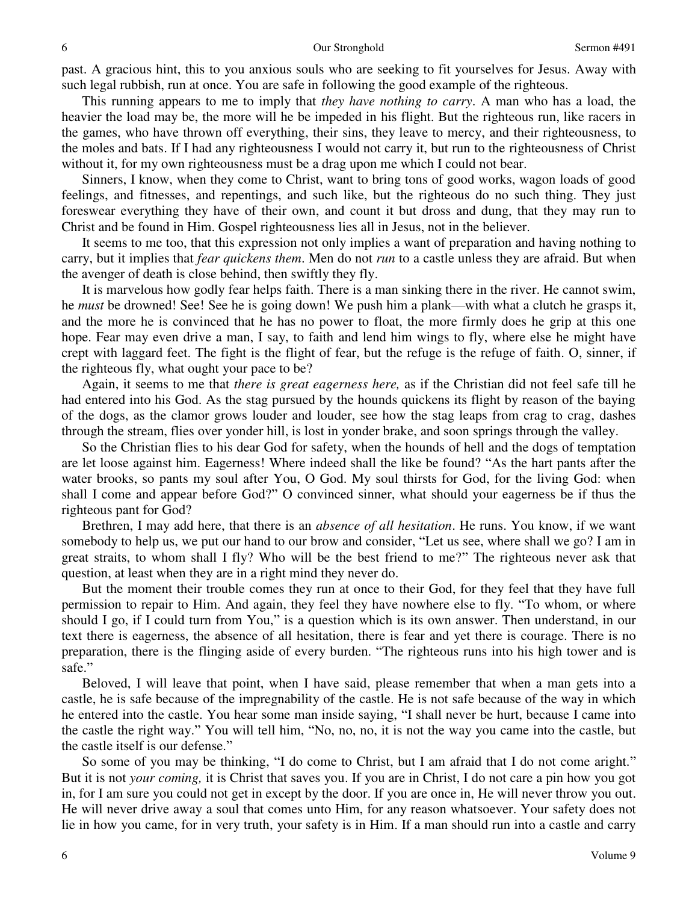past. A gracious hint, this to you anxious souls who are seeking to fit yourselves for Jesus. Away with such legal rubbish, run at once. You are safe in following the good example of the righteous.

This running appears to me to imply that *they have nothing to carry*. A man who has a load, the heavier the load may be, the more will he be impeded in his flight. But the righteous run, like racers in the games, who have thrown off everything, their sins, they leave to mercy, and their righteousness, to the moles and bats. If I had any righteousness I would not carry it, but run to the righteousness of Christ without it, for my own righteousness must be a drag upon me which I could not bear.

Sinners, I know, when they come to Christ, want to bring tons of good works, wagon loads of good feelings, and fitnesses, and repentings, and such like, but the righteous do no such thing. They just foreswear everything they have of their own, and count it but dross and dung, that they may run to Christ and be found in Him. Gospel righteousness lies all in Jesus, not in the believer.

It seems to me too, that this expression not only implies a want of preparation and having nothing to carry, but it implies that *fear quickens them*. Men do not *run* to a castle unless they are afraid. But when the avenger of death is close behind, then swiftly they fly.

It is marvelous how godly fear helps faith. There is a man sinking there in the river. He cannot swim, he *must* be drowned! See! See he is going down! We push him a plank—with what a clutch he grasps it, and the more he is convinced that he has no power to float, the more firmly does he grip at this one hope. Fear may even drive a man, I say, to faith and lend him wings to fly, where else he might have crept with laggard feet. The fight is the flight of fear, but the refuge is the refuge of faith. O, sinner, if the righteous fly, what ought your pace to be?

Again, it seems to me that *there is great eagerness here,* as if the Christian did not feel safe till he had entered into his God. As the stag pursued by the hounds quickens its flight by reason of the baying of the dogs, as the clamor grows louder and louder, see how the stag leaps from crag to crag, dashes through the stream, flies over yonder hill, is lost in yonder brake, and soon springs through the valley.

So the Christian flies to his dear God for safety, when the hounds of hell and the dogs of temptation are let loose against him. Eagerness! Where indeed shall the like be found? "As the hart pants after the water brooks, so pants my soul after You, O God. My soul thirsts for God, for the living God: when shall I come and appear before God?" O convinced sinner, what should your eagerness be if thus the righteous pant for God?

Brethren, I may add here, that there is an *absence of all hesitation*. He runs. You know, if we want somebody to help us, we put our hand to our brow and consider, "Let us see, where shall we go? I am in great straits, to whom shall I fly? Who will be the best friend to me?" The righteous never ask that question, at least when they are in a right mind they never do.

But the moment their trouble comes they run at once to their God, for they feel that they have full permission to repair to Him. And again, they feel they have nowhere else to fly. "To whom, or where should I go, if I could turn from You," is a question which is its own answer. Then understand, in our text there is eagerness, the absence of all hesitation, there is fear and yet there is courage. There is no preparation, there is the flinging aside of every burden. "The righteous runs into his high tower and is safe."

Beloved, I will leave that point, when I have said, please remember that when a man gets into a castle, he is safe because of the impregnability of the castle. He is not safe because of the way in which he entered into the castle. You hear some man inside saying, "I shall never be hurt, because I came into the castle the right way." You will tell him, "No, no, no, it is not the way you came into the castle, but the castle itself is our defense."

So some of you may be thinking, "I do come to Christ, but I am afraid that I do not come aright." But it is not *your coming,* it is Christ that saves you. If you are in Christ, I do not care a pin how you got in, for I am sure you could not get in except by the door. If you are once in, He will never throw you out. He will never drive away a soul that comes unto Him, for any reason whatsoever. Your safety does not lie in how you came, for in very truth, your safety is in Him. If a man should run into a castle and carry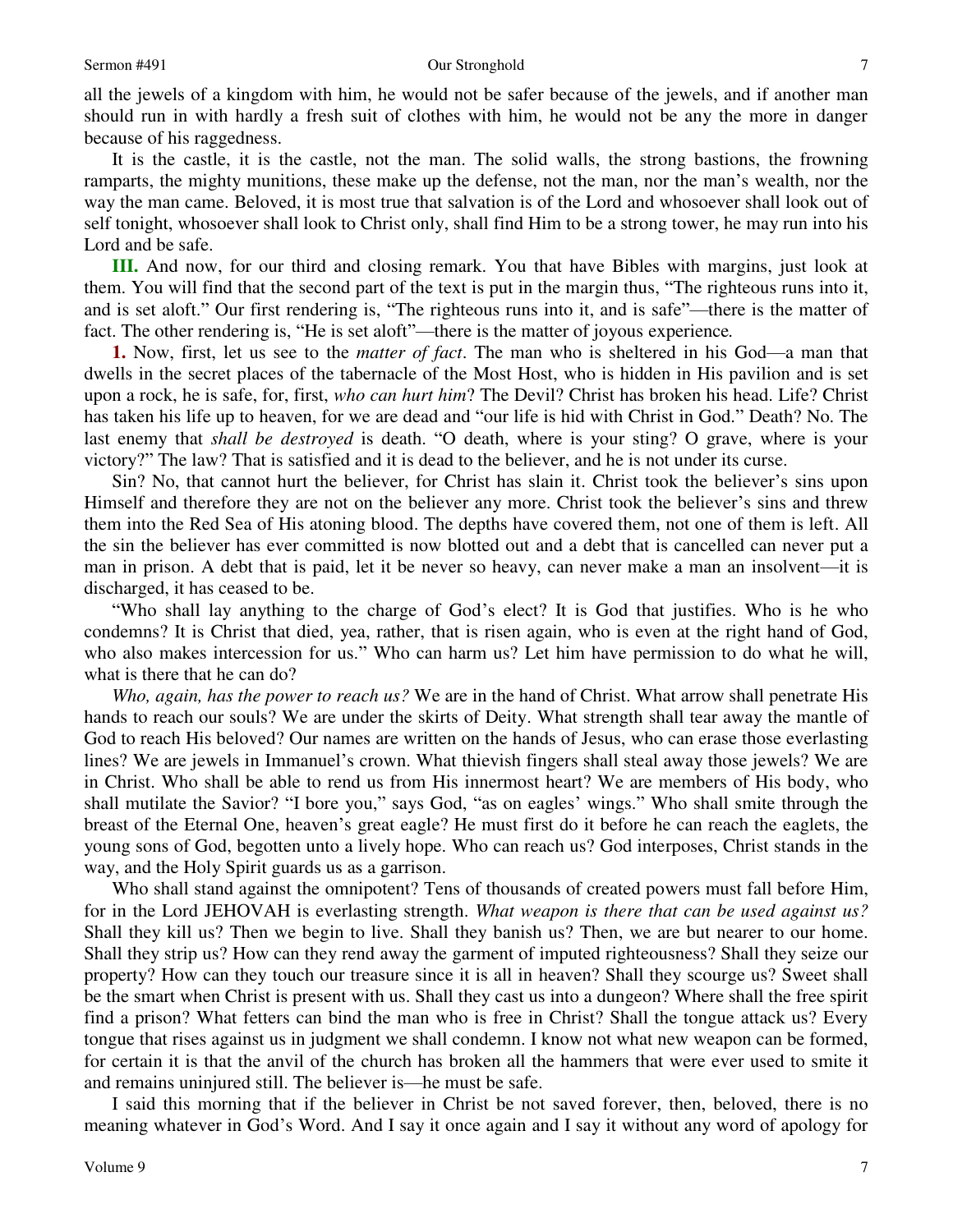all the jewels of a kingdom with him, he would not be safer because of the jewels, and if another man should run in with hardly a fresh suit of clothes with him, he would not be any the more in danger because of his raggedness.

It is the castle, it is the castle, not the man. The solid walls, the strong bastions, the frowning ramparts, the mighty munitions, these make up the defense, not the man, nor the man's wealth, nor the way the man came. Beloved, it is most true that salvation is of the Lord and whosoever shall look out of self tonight, whosoever shall look to Christ only, shall find Him to be a strong tower, he may run into his Lord and be safe.

**III.** And now, for our third and closing remark. You that have Bibles with margins, just look at them. You will find that the second part of the text is put in the margin thus, "The righteous runs into it, and is set aloft." Our first rendering is, "The righteous runs into it, and is safe"—there is the matter of fact. The other rendering is, "He is set aloft"—there is the matter of joyous experience.

**1.** Now, first, let us see to the *matter of fact*. The man who is sheltered in his God—a man that dwells in the secret places of the tabernacle of the Most Host, who is hidden in His pavilion and is set upon a rock, he is safe, for, first, *who can hurt him*? The Devil? Christ has broken his head. Life? Christ has taken his life up to heaven, for we are dead and "our life is hid with Christ in God." Death? No. The last enemy that *shall be destroyed* is death. "O death, where is your sting? O grave, where is your victory?" The law? That is satisfied and it is dead to the believer, and he is not under its curse.

Sin? No, that cannot hurt the believer, for Christ has slain it. Christ took the believer's sins upon Himself and therefore they are not on the believer any more. Christ took the believer's sins and threw them into the Red Sea of His atoning blood. The depths have covered them, not one of them is left. All the sin the believer has ever committed is now blotted out and a debt that is cancelled can never put a man in prison. A debt that is paid, let it be never so heavy, can never make a man an insolvent—it is discharged, it has ceased to be.

"Who shall lay anything to the charge of God's elect? It is God that justifies. Who is he who condemns? It is Christ that died, yea, rather, that is risen again, who is even at the right hand of God, who also makes intercession for us." Who can harm us? Let him have permission to do what he will, what is there that he can do?

*Who, again, has the power to reach us?* We are in the hand of Christ. What arrow shall penetrate His hands to reach our souls? We are under the skirts of Deity. What strength shall tear away the mantle of God to reach His beloved? Our names are written on the hands of Jesus, who can erase those everlasting lines? We are jewels in Immanuel's crown. What thievish fingers shall steal away those jewels? We are in Christ. Who shall be able to rend us from His innermost heart? We are members of His body, who shall mutilate the Savior? "I bore you," says God, "as on eagles' wings." Who shall smite through the breast of the Eternal One, heaven's great eagle? He must first do it before he can reach the eaglets, the young sons of God, begotten unto a lively hope. Who can reach us? God interposes, Christ stands in the way, and the Holy Spirit guards us as a garrison.

Who shall stand against the omnipotent? Tens of thousands of created powers must fall before Him, for in the Lord JEHOVAH is everlasting strength. *What weapon is there that can be used against us?* Shall they kill us? Then we begin to live. Shall they banish us? Then, we are but nearer to our home. Shall they strip us? How can they rend away the garment of imputed righteousness? Shall they seize our property? How can they touch our treasure since it is all in heaven? Shall they scourge us? Sweet shall be the smart when Christ is present with us. Shall they cast us into a dungeon? Where shall the free spirit find a prison? What fetters can bind the man who is free in Christ? Shall the tongue attack us? Every tongue that rises against us in judgment we shall condemn. I know not what new weapon can be formed, for certain it is that the anvil of the church has broken all the hammers that were ever used to smite it and remains uninjured still. The believer is—he must be safe.

I said this morning that if the believer in Christ be not saved forever, then, beloved, there is no meaning whatever in God's Word. And I say it once again and I say it without any word of apology for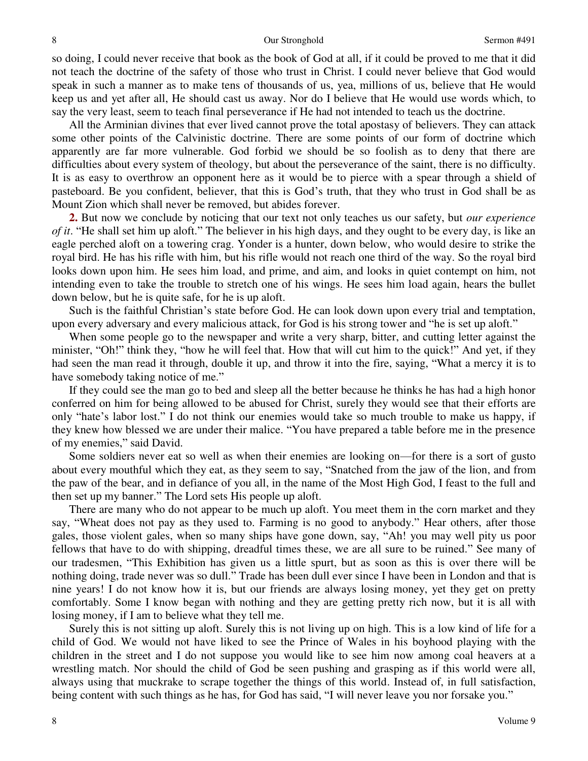so doing, I could never receive that book as the book of God at all, if it could be proved to me that it did not teach the doctrine of the safety of those who trust in Christ. I could never believe that God would speak in such a manner as to make tens of thousands of us, yea, millions of us, believe that He would keep us and yet after all, He should cast us away. Nor do I believe that He would use words which, to say the very least, seem to teach final perseverance if He had not intended to teach us the doctrine.

All the Arminian divines that ever lived cannot prove the total apostasy of believers. They can attack some other points of the Calvinistic doctrine. There are some points of our form of doctrine which apparently are far more vulnerable. God forbid we should be so foolish as to deny that there are difficulties about every system of theology, but about the perseverance of the saint, there is no difficulty. It is as easy to overthrow an opponent here as it would be to pierce with a spear through a shield of pasteboard. Be you confident, believer, that this is God's truth, that they who trust in God shall be as Mount Zion which shall never be removed, but abides forever.

**2.** But now we conclude by noticing that our text not only teaches us our safety, but *our experience of it*. "He shall set him up aloft." The believer in his high days, and they ought to be every day, is like an eagle perched aloft on a towering crag. Yonder is a hunter, down below, who would desire to strike the royal bird. He has his rifle with him, but his rifle would not reach one third of the way. So the royal bird looks down upon him. He sees him load, and prime, and aim, and looks in quiet contempt on him, not intending even to take the trouble to stretch one of his wings. He sees him load again, hears the bullet down below, but he is quite safe, for he is up aloft.

Such is the faithful Christian's state before God. He can look down upon every trial and temptation, upon every adversary and every malicious attack, for God is his strong tower and "he is set up aloft."

When some people go to the newspaper and write a very sharp, bitter, and cutting letter against the minister, "Oh!" think they, "how he will feel that. How that will cut him to the quick!" And yet, if they had seen the man read it through, double it up, and throw it into the fire, saying, "What a mercy it is to have somebody taking notice of me."

If they could see the man go to bed and sleep all the better because he thinks he has had a high honor conferred on him for being allowed to be abused for Christ, surely they would see that their efforts are only "hate's labor lost." I do not think our enemies would take so much trouble to make us happy, if they knew how blessed we are under their malice. "You have prepared a table before me in the presence of my enemies," said David.

Some soldiers never eat so well as when their enemies are looking on—for there is a sort of gusto about every mouthful which they eat, as they seem to say, "Snatched from the jaw of the lion, and from the paw of the bear, and in defiance of you all, in the name of the Most High God, I feast to the full and then set up my banner." The Lord sets His people up aloft.

There are many who do not appear to be much up aloft. You meet them in the corn market and they say, "Wheat does not pay as they used to. Farming is no good to anybody." Hear others, after those gales, those violent gales, when so many ships have gone down, say, "Ah! you may well pity us poor fellows that have to do with shipping, dreadful times these, we are all sure to be ruined." See many of our tradesmen, "This Exhibition has given us a little spurt, but as soon as this is over there will be nothing doing, trade never was so dull." Trade has been dull ever since I have been in London and that is nine years! I do not know how it is, but our friends are always losing money, yet they get on pretty comfortably. Some I know began with nothing and they are getting pretty rich now, but it is all with losing money, if I am to believe what they tell me.

Surely this is not sitting up aloft. Surely this is not living up on high. This is a low kind of life for a child of God. We would not have liked to see the Prince of Wales in his boyhood playing with the children in the street and I do not suppose you would like to see him now among coal heavers at a wrestling match. Nor should the child of God be seen pushing and grasping as if this world were all, always using that muckrake to scrape together the things of this world. Instead of, in full satisfaction, being content with such things as he has, for God has said, "I will never leave you nor forsake you."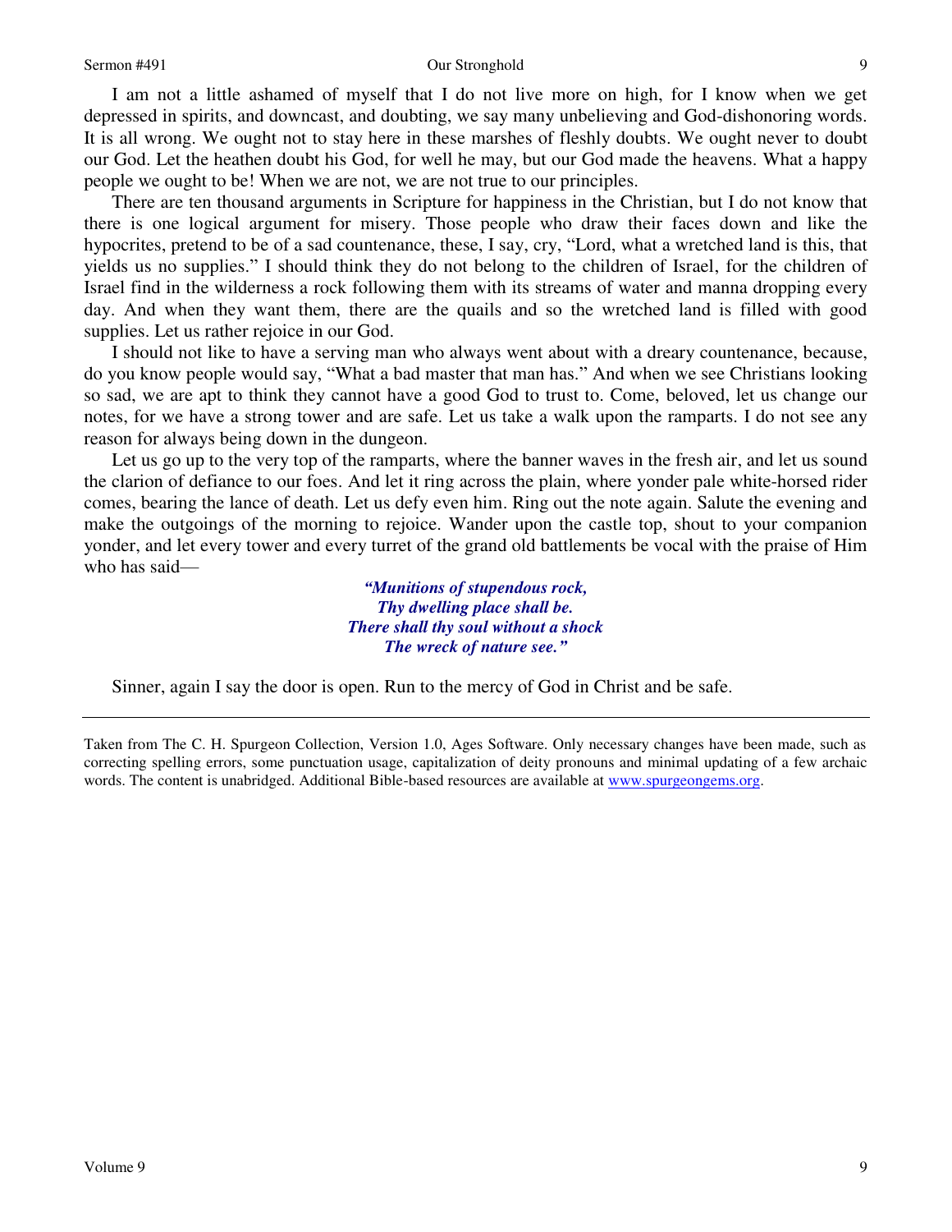I am not a little ashamed of myself that I do not live more on high, for I know when we get depressed in spirits, and downcast, and doubting, we say many unbelieving and God-dishonoring words. It is all wrong. We ought not to stay here in these marshes of fleshly doubts. We ought never to doubt our God. Let the heathen doubt his God, for well he may, but our God made the heavens. What a happy people we ought to be! When we are not, we are not true to our principles.

There are ten thousand arguments in Scripture for happiness in the Christian, but I do not know that there is one logical argument for misery. Those people who draw their faces down and like the hypocrites, pretend to be of a sad countenance, these, I say, cry, "Lord, what a wretched land is this, that yields us no supplies." I should think they do not belong to the children of Israel, for the children of Israel find in the wilderness a rock following them with its streams of water and manna dropping every day. And when they want them, there are the quails and so the wretched land is filled with good supplies. Let us rather rejoice in our God.

I should not like to have a serving man who always went about with a dreary countenance, because, do you know people would say, "What a bad master that man has." And when we see Christians looking so sad, we are apt to think they cannot have a good God to trust to. Come, beloved, let us change our notes, for we have a strong tower and are safe. Let us take a walk upon the ramparts. I do not see any reason for always being down in the dungeon.

Let us go up to the very top of the ramparts, where the banner waves in the fresh air, and let us sound the clarion of defiance to our foes. And let it ring across the plain, where yonder pale white-horsed rider comes, bearing the lance of death. Let us defy even him. Ring out the note again. Salute the evening and make the outgoings of the morning to rejoice. Wander upon the castle top, shout to your companion yonder, and let every tower and every turret of the grand old battlements be vocal with the praise of Him who has said—

> ***"Munitions of stupendous rock,***
> ***Thy dwelling place shall be.***
> ***There shall thy soul without a shock***
> ***The wreck of nature see."***

Sinner, again I say the door is open. Run to the mercy of God in Christ and be safe.

---

Taken from The C. H. Spurgeon Collection, Version 1.0, Ages Software. Only necessary changes have been made, such as correcting spelling errors, some punctuation usage, capitalization of deity pronouns and minimal updating of a few archaic words. The content is unabridged. Additional Bible-based resources are available at www.spurgeongems.org.